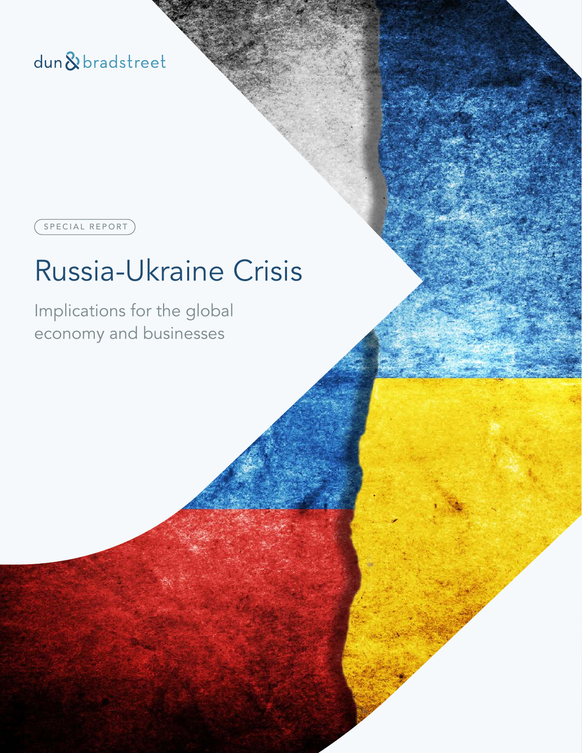dun & bradstreet

SPECIAL REPORT

# Russia-Ukraine Crisis

Implications for the global economy and businesses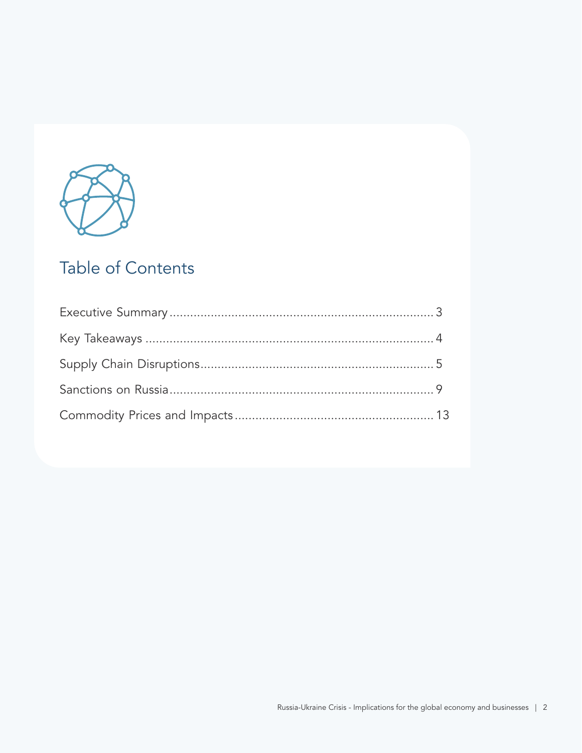# Table of Contents

Executive Summary ........................................................................... 3

Key Takeaways ................................................................................. 4

Supply Chain Disruptions .................................................................. 5

Sanctions on Russia .......................................................................... 9

Commodity Prices and Impacts ........................................................ 13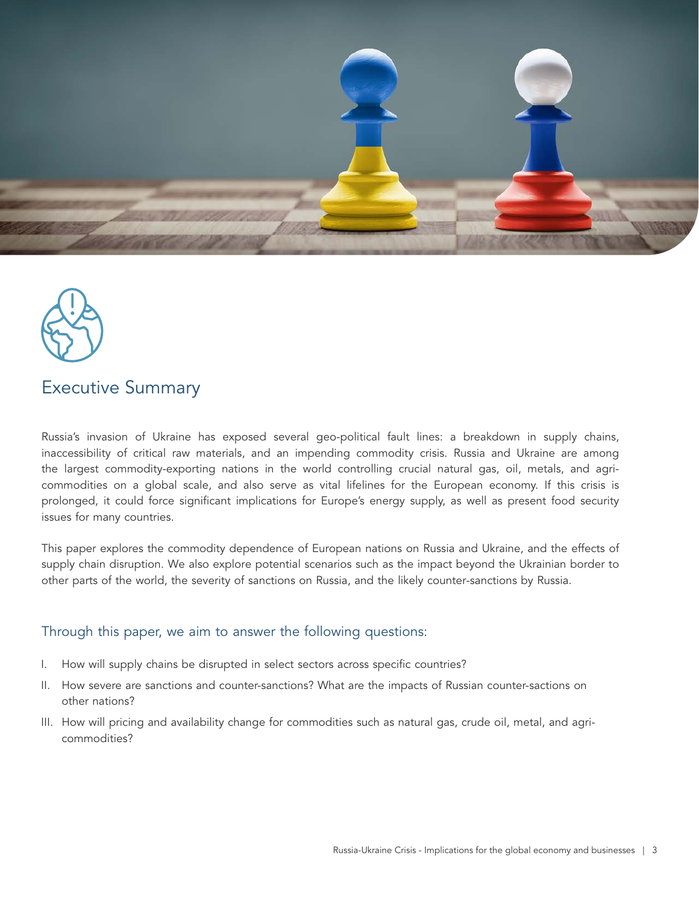## Executive Summary

Russia's invasion of Ukraine has exposed several geo-political fault lines: a breakdown in supply chains, inaccessibility of critical raw materials, and an impending commodity crisis. Russia and Ukraine are among the largest commodity-exporting nations in the world controlling crucial natural gas, oil, metals, and agri-commodities on a global scale, and also serve as vital lifelines for the European economy. If this crisis is prolonged, it could force significant implications for Europe's energy supply, as well as present food security issues for many countries.

This paper explores the commodity dependence of European nations on Russia and Ukraine, and the effects of supply chain disruption. We also explore potential scenarios such as the impact beyond the Ukrainian border to other parts of the world, the severity of sanctions on Russia, and the likely counter-sanctions by Russia.

### Through this paper, we aim to answer the following questions:

I. How will supply chains be disrupted in select sectors across specific countries?

II. How severe are sanctions and counter-sanctions? What are the impacts of Russian counter-sactions on other nations?

III. How will pricing and availability change for commodities such as natural gas, crude oil, metal, and agri-commodities?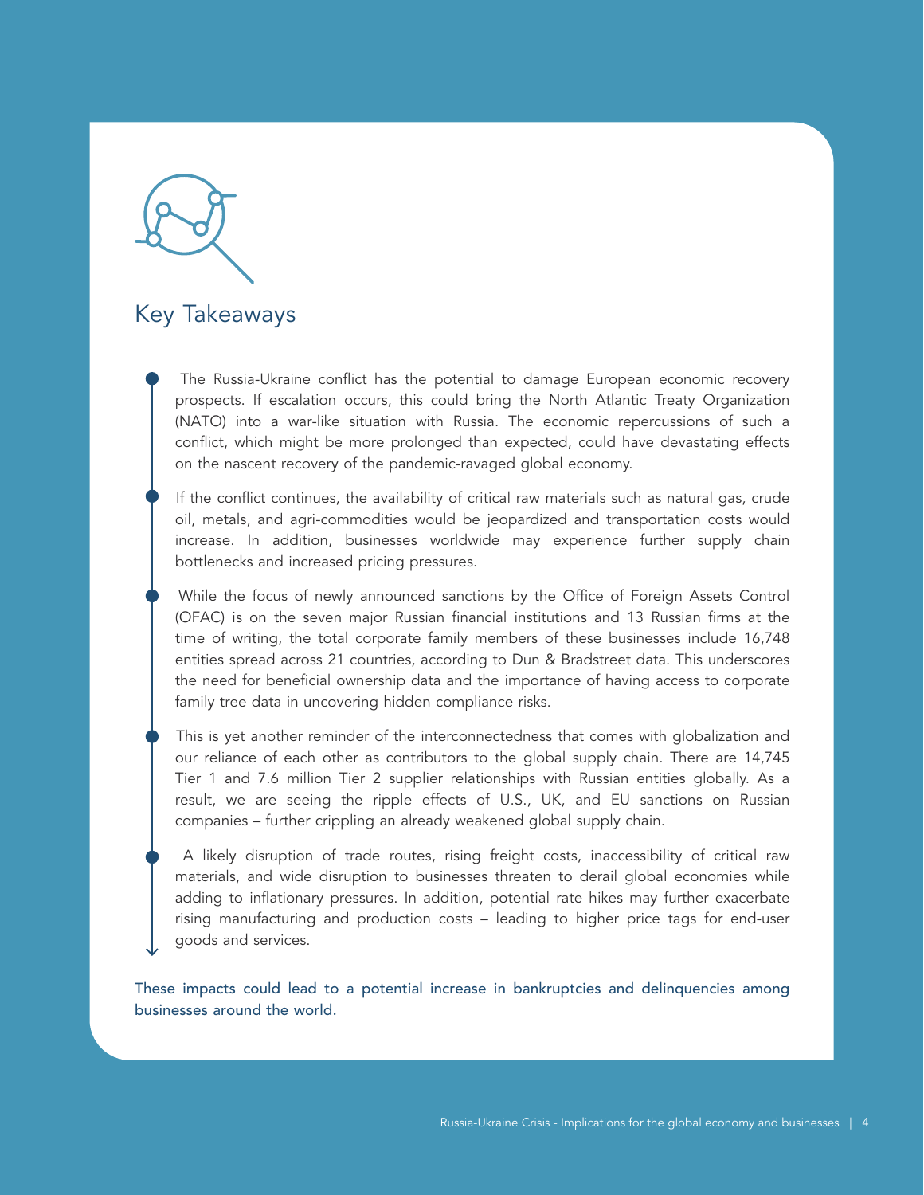## Key Takeaways

- The Russia-Ukraine conflict has the potential to damage European economic recovery prospects. If escalation occurs, this could bring the North Atlantic Treaty Organization (NATO) into a war-like situation with Russia. The economic repercussions of such a conflict, which might be more prolonged than expected, could have devastating effects on the nascent recovery of the pandemic-ravaged global economy.
- If the conflict continues, the availability of critical raw materials such as natural gas, crude oil, metals, and agri-commodities would be jeopardized and transportation costs would increase. In addition, businesses worldwide may experience further supply chain bottlenecks and increased pricing pressures.
- While the focus of newly announced sanctions by the Office of Foreign Assets Control (OFAC) is on the seven major Russian financial institutions and 13 Russian firms at the time of writing, the total corporate family members of these businesses include 16,748 entities spread across 21 countries, according to Dun & Bradstreet data. This underscores the need for beneficial ownership data and the importance of having access to corporate family tree data in uncovering hidden compliance risks.
- This is yet another reminder of the interconnectedness that comes with globalization and our reliance of each other as contributors to the global supply chain. There are 14,745 Tier 1 and 7.6 million Tier 2 supplier relationships with Russian entities globally. As a result, we are seeing the ripple effects of U.S., UK, and EU sanctions on Russian companies – further crippling an already weakened global supply chain.
- A likely disruption of trade routes, rising freight costs, inaccessibility of critical raw materials, and wide disruption to businesses threaten to derail global economies while adding to inflationary pressures. In addition, potential rate hikes may further exacerbate rising manufacturing and production costs – leading to higher price tags for end-user goods and services.

These impacts could lead to a potential increase in bankruptcies and delinquencies among businesses around the world.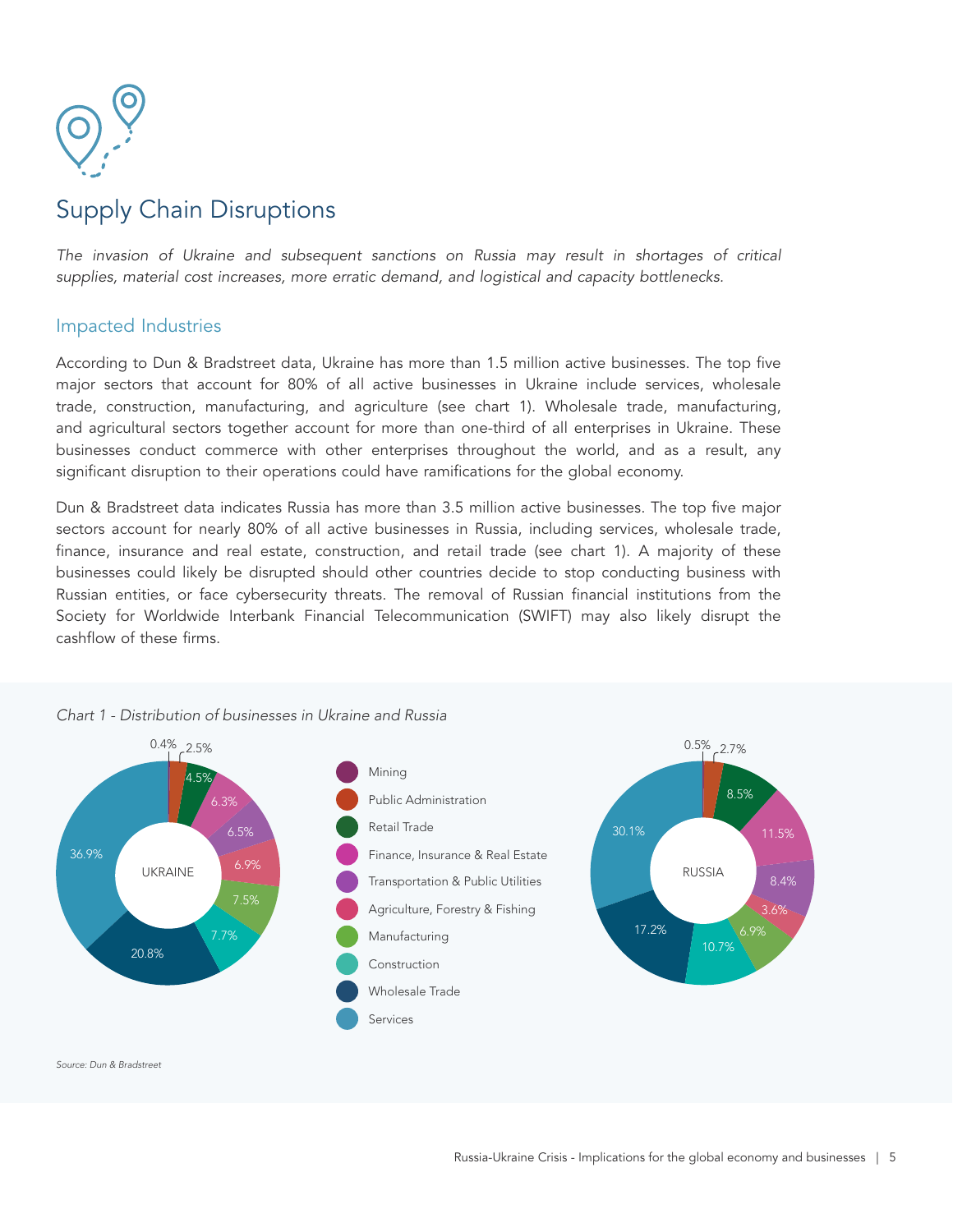# Supply Chain Disruptions

*The invasion of Ukraine and subsequent sanctions on Russia may result in shortages of critical supplies, material cost increases, more erratic demand, and logistical and capacity bottlenecks.*

## Impacted Industries

According to Dun & Bradstreet data, Ukraine has more than 1.5 million active businesses. The top five major sectors that account for 80% of all active businesses in Ukraine include services, wholesale trade, construction, manufacturing, and agriculture (see chart 1). Wholesale trade, manufacturing, and agricultural sectors together account for more than one-third of all enterprises in Ukraine. These businesses conduct commerce with other enterprises throughout the world, and as a result, any significant disruption to their operations could have ramifications for the global economy.

Dun & Bradstreet data indicates Russia has more than 3.5 million active businesses. The top five major sectors account for nearly 80% of all active businesses in Russia, including services, wholesale trade, finance, insurance and real estate, construction, and retail trade (see chart 1). A majority of these businesses could likely be disrupted should other countries decide to stop conducting business with Russian entities, or face cybersecurity threats. The removal of Russian financial institutions from the Society for Worldwide Interbank Financial Telecommunication (SWIFT) may also likely disrupt the cashflow of these firms.

*Chart 1 - Distribution of businesses in Ukraine and Russia*

| Sector | Ukraine | Russia |
|---|---|---|
| Mining | 0.4% | 0.5% |
| Public Administration | 2.5% | 2.7% |
| Retail Trade | 4.5% | 8.5% |
| Finance, Insurance & Real Estate | 6.3% | 11.5% |
| Transportation & Public Utilities | 6.5% | 8.4% |
| Agriculture, Forestry & Fishing | 6.9% | 3.6% |
| Manufacturing | 7.5% | 6.9% |
| Construction | 7.7% | 10.7% |
| Wholesale Trade | 20.8% | 17.2% |
| Services | 36.9% | 30.1% |

*Source: Dun & Bradstreet*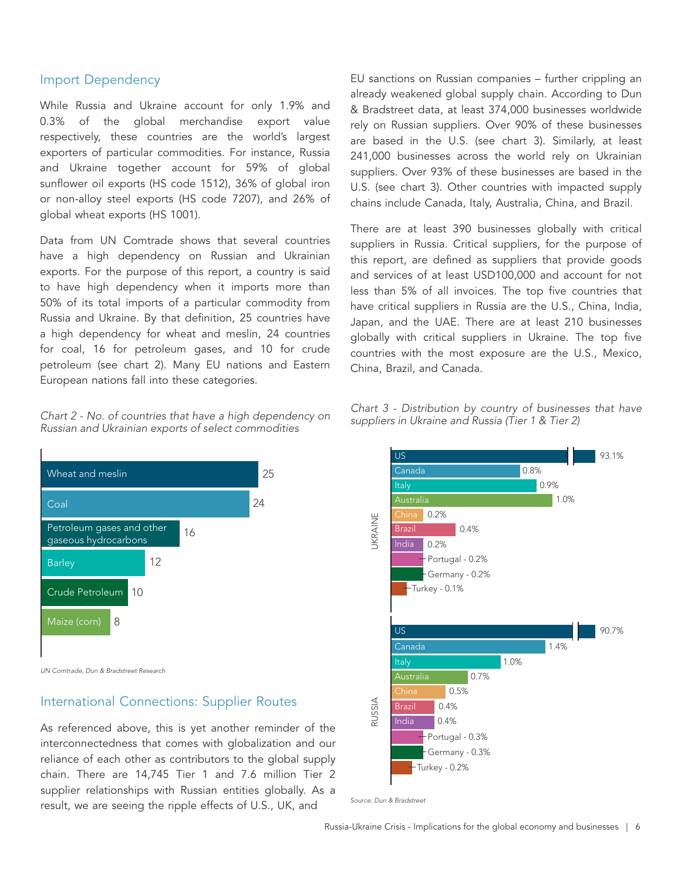## Import Dependency

While Russia and Ukraine account for only 1.9% and 0.3% of the global merchandise export value respectively, these countries are the world's largest exporters of particular commodities. For instance, Russia and Ukraine together account for 59% of global sunflower oil exports (HS code 1512), 36% of global iron or non-alloy steel exports (HS code 7207), and 26% of global wheat exports (HS 1001).

Data from UN Comtrade shows that several countries have a high dependency on Russian and Ukrainian exports. For the purpose of this report, a country is said to have high dependency when it imports more than 50% of its total imports of a particular commodity from Russia and Ukraine. By that definition, 25 countries have a high dependency for wheat and meslin, 24 countries for coal, 16 for petroleum gases, and 10 for crude petroleum (see chart 2). Many EU nations and Eastern European nations fall into these categories.

*Chart 2 - No. of countries that have a high dependency on Russian and Ukrainian exports of select commodities*

| Commodity | No. of countries |
| --- | --- |
| Wheat and meslin | 25 |
| Coal | 24 |
| Petroleum gases and other gaseous hydrocarbons | 16 |
| Barley | 12 |
| Crude Petroleum | 10 |
| Maize (corn) | 8 |

*UN Comtrade, Dun & Bradstreet Research*

## International Connections: Supplier Routes

As referenced above, this is yet another reminder of the interconnectedness that comes with globalization and our reliance of each other as contributors to the global supply chain. There are 14,745 Tier 1 and 7.6 million Tier 2 supplier relationships with Russian entities globally. As a result, we are seeing the ripple effects of U.S., UK, and EU sanctions on Russian companies – further crippling an already weakened global supply chain. According to Dun & Bradstreet data, at least 374,000 businesses worldwide rely on Russian suppliers. Over 90% of these businesses are based in the U.S. (see chart 3). Similarly, at least 241,000 businesses across the world rely on Ukrainian suppliers. Over 93% of these businesses are based in the U.S. (see chart 3). Other countries with impacted supply chains include Canada, Italy, Australia, China, and Brazil.

There are at least 390 businesses globally with critical suppliers in Russia. Critical suppliers, for the purpose of this report, are defined as suppliers that provide goods and services of at least USD100,000 and account for not less than 5% of all invoices. The top five countries that have critical suppliers in Russia are the U.S., China, India, Japan, and the UAE. There are at least 210 businesses globally with critical suppliers in Ukraine. The top five countries with the most exposure are the U.S., Mexico, China, Brazil, and Canada.

*Chart 3 - Distribution by country of businesses that have suppliers in Ukraine and Russia (Tier 1 & Tier 2)*

| Country | Ukraine | Russia |
| --- | --- | --- |
| US | 93.1% | 90.7% |
| Canada | 0.8% | 1.4% |
| Italy | 0.9% | 1.0% |
| Australia | 1.0% | 0.7% |
| China | 0.2% | 0.5% |
| Brazil | 0.4% | 0.4% |
| India | 0.2% | 0.4% |
| Portugal | 0.2% | 0.3% |
| Germany | 0.2% | 0.3% |
| Turkey | 0.1% | 0.2% |

*Source: Dun & Bradstreet*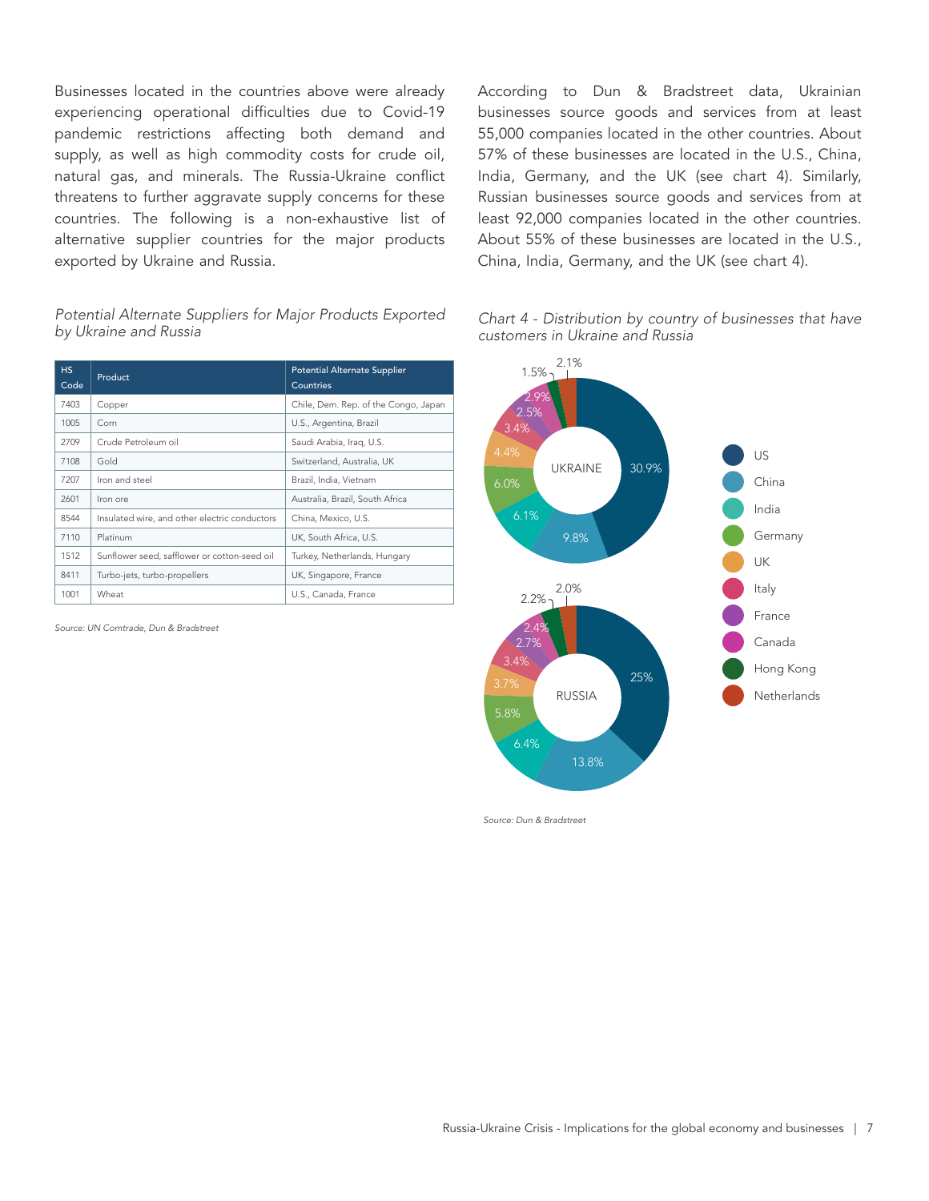Businesses located in the countries above were already experiencing operational difficulties due to Covid-19 pandemic restrictions affecting both demand and supply, as well as high commodity costs for crude oil, natural gas, and minerals. The Russia-Ukraine conflict threatens to further aggravate supply concerns for these countries. The following is a non-exhaustive list of alternative supplier countries for the major products exported by Ukraine and Russia.

*Potential Alternate Suppliers for Major Products Exported by Ukraine and Russia*

| HS Code | Product | Potential Alternate Supplier Countries |
|---|---|---|
| 7403 | Copper | Chile, Dem. Rep. of the Congo, Japan |
| 1005 | Corn | U.S., Argentina, Brazil |
| 2709 | Crude Petroleum oil | Saudi Arabia, Iraq, U.S. |
| 7108 | Gold | Switzerland, Australia, UK |
| 7207 | Iron and steel | Brazil, India, Vietnam |
| 2601 | Iron ore | Australia, Brazil, South Africa |
| 8544 | Insulated wire, and other electric conductors | China, Mexico, U.S. |
| 7110 | Platinum | UK, South Africa, U.S. |
| 1512 | Sunflower seed, safflower or cotton-seed oil | Turkey, Netherlands, Hungary |
| 8411 | Turbo-jets, turbo-propellers | UK, Singapore, France |
| 1001 | Wheat | U.S., Canada, France |

*Source: UN Comtrade, Dun & Bradstreet*

According to Dun & Bradstreet data, Ukrainian businesses source goods and services from at least 55,000 companies located in the other countries. About 57% of these businesses are located in the U.S., China, India, Germany, and the UK (see chart 4). Similarly, Russian businesses source goods and services from at least 92,000 companies located in the other countries. About 55% of these businesses are located in the U.S., China, India, Germany, and the UK (see chart 4).

*Chart 4 - Distribution by country of businesses that have customers in Ukraine and Russia*

| Country | Ukraine | Russia |
|---|---|---|
| US | 30.9% | 25% |
| China | 9.8% | 13.8% |
| India | 6.1% | 6.4% |
| Germany | 6.0% | 5.8% |
| UK | 4.4% | 3.7% |
| Italy | 3.4% | 3.4% |
| France | 2.5% | 2.7% |
| Canada | 2.9% | 2.4% |
| Hong Kong | 1.5% | 2.2% |
| Netherlands | 2.1% | 2.0% |

*Source: Dun & Bradstreet*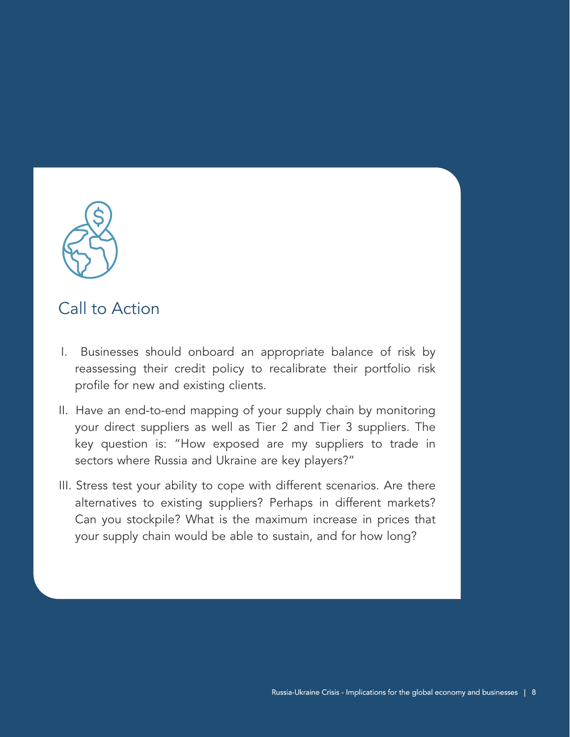## Call to Action

I. Businesses should onboard an appropriate balance of risk by reassessing their credit policy to recalibrate their portfolio risk profile for new and existing clients.

II. Have an end-to-end mapping of your supply chain by monitoring your direct suppliers as well as Tier 2 and Tier 3 suppliers. The key question is: "How exposed are my suppliers to trade in sectors where Russia and Ukraine are key players?"

III. Stress test your ability to cope with different scenarios. Are there alternatives to existing suppliers? Perhaps in different markets? Can you stockpile? What is the maximum increase in prices that your supply chain would be able to sustain, and for how long?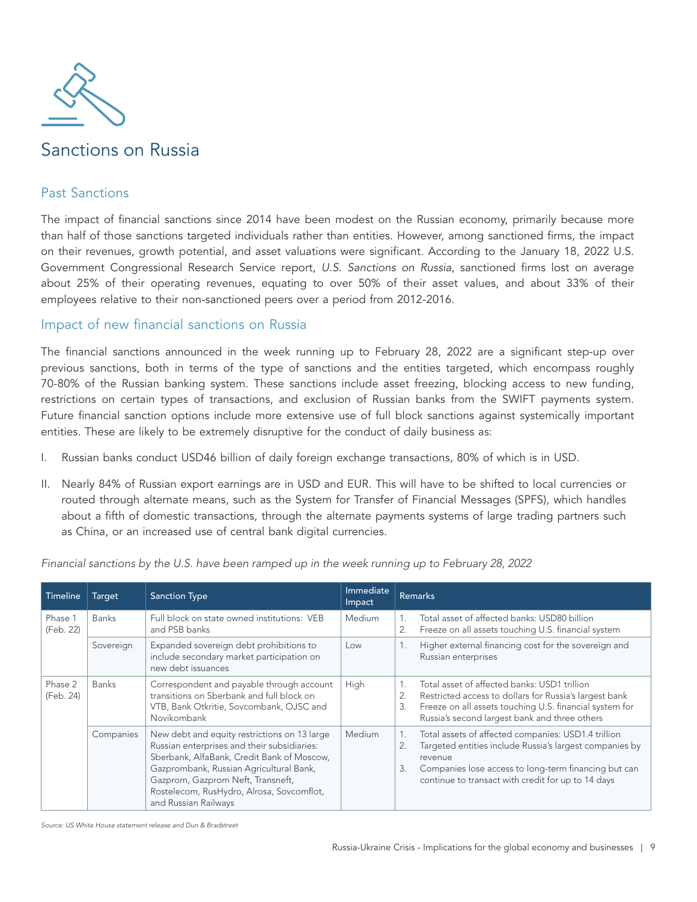# Sanctions on Russia

## Past Sanctions

The impact of financial sanctions since 2014 have been modest on the Russian economy, primarily because more than half of those sanctions targeted individuals rather than entities. However, among sanctioned firms, the impact on their revenues, growth potential, and asset valuations were significant. According to the January 18, 2022 U.S. Government Congressional Research Service report, *U.S. Sanctions on Russia*, sanctioned firms lost on average about 25% of their operating revenues, equating to over 50% of their asset values, and about 33% of their employees relative to their non-sanctioned peers over a period from 2012-2016.

## Impact of new financial sanctions on Russia

The financial sanctions announced in the week running up to February 28, 2022 are a significant step-up over previous sanctions, both in terms of the type of sanctions and the entities targeted, which encompass roughly 70-80% of the Russian banking system. These sanctions include asset freezing, blocking access to new funding, restrictions on certain types of transactions, and exclusion of Russian banks from the SWIFT payments system. Future financial sanction options include more extensive use of full block sanctions against systemically important entities. These are likely to be extremely disruptive for the conduct of daily business as:

I. Russian banks conduct USD46 billion of daily foreign exchange transactions, 80% of which is in USD.

II. Nearly 84% of Russian export earnings are in USD and EUR. This will have to be shifted to local currencies or routed through alternate means, such as the System for Transfer of Financial Messages (SPFS), which handles about a fifth of domestic transactions, through the alternate payments systems of large trading partners such as China, or an increased use of central bank digital currencies.

*Financial sanctions by the U.S. have been ramped up in the week running up to February 28, 2022*

| Timeline | Target | Sanction Type | Immediate Impact | Remarks |
|---|---|---|---|---|
| Phase 1 (Feb. 22) | Banks | Full block on state owned institutions: VEB and PSB banks | Medium | 1. Total asset of affected banks: USD80 billion<br>2. Freeze on all assets touching U.S. financial system |
| | Sovereign | Expanded sovereign debt prohibitions to include secondary market participation on new debt issuances | Low | 1. Higher external financing cost for the sovereign and Russian enterprises |
| Phase 2 (Feb. 24) | Banks | Correspondent and payable through account transitions on Sberbank and full block on VTB, Bank Otkritie, Sovcombank, OJSC and Novikombank | High | 1. Total asset of affected banks: USD1 trillion<br>2. Restricted access to dollars for Russia's largest bank<br>3. Freeze on all assets touching U.S. financial system for Russia's second largest bank and three others |
| | Companies | New debt and equity restrictions on 13 large Russian enterprises and their subsidiaries: Sberbank, AlfaBank, Credit Bank of Moscow, Gazprombank, Russian Agricultural Bank, Gazprom, Gazprom Neft, Transneft, Rostelecom, RusHydro, Alrosa, Sovcomflot, and Russian Railways | Medium | 1. Total assets of affected companies: USD1.4 trillion<br>2. Targeted entities include Russia's largest companies by revenue<br>3. Companies lose access to long-term financing but can continue to transact with credit for up to 14 days |

*Source: US White House statement release and Dun & Bradstreet*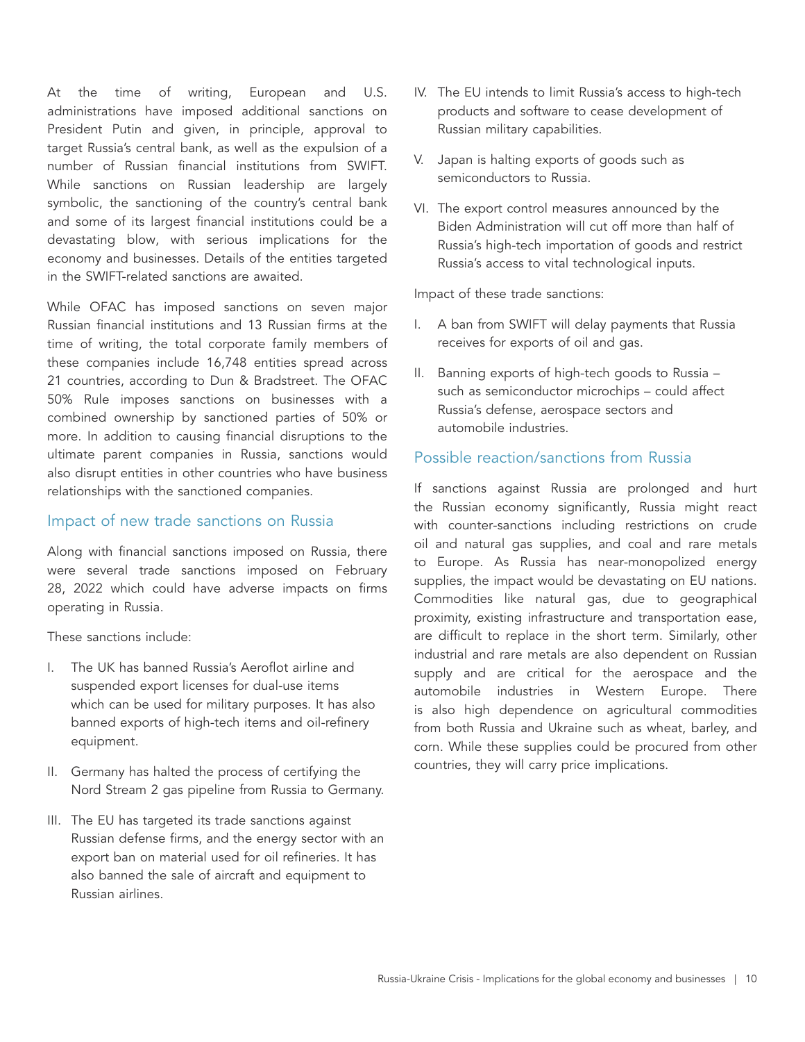At the time of writing, European and U.S. administrations have imposed additional sanctions on President Putin and given, in principle, approval to target Russia's central bank, as well as the expulsion of a number of Russian financial institutions from SWIFT. While sanctions on Russian leadership are largely symbolic, the sanctioning of the country's central bank and some of its largest financial institutions could be a devastating blow, with serious implications for the economy and businesses. Details of the entities targeted in the SWIFT-related sanctions are awaited.

While OFAC has imposed sanctions on seven major Russian financial institutions and 13 Russian firms at the time of writing, the total corporate family members of these companies include 16,748 entities spread across 21 countries, according to Dun & Bradstreet. The OFAC 50% Rule imposes sanctions on businesses with a combined ownership by sanctioned parties of 50% or more. In addition to causing financial disruptions to the ultimate parent companies in Russia, sanctions would also disrupt entities in other countries who have business relationships with the sanctioned companies.

## Impact of new trade sanctions on Russia

Along with financial sanctions imposed on Russia, there were several trade sanctions imposed on February 28, 2022 which could have adverse impacts on firms operating in Russia.

These sanctions include:

I. The UK has banned Russia's Aeroflot airline and suspended export licenses for dual-use items which can be used for military purposes. It has also banned exports of high-tech items and oil-refinery equipment.

II. Germany has halted the process of certifying the Nord Stream 2 gas pipeline from Russia to Germany.

III. The EU has targeted its trade sanctions against Russian defense firms, and the energy sector with an export ban on material used for oil refineries. It has also banned the sale of aircraft and equipment to Russian airlines.

IV. The EU intends to limit Russia's access to high-tech products and software to cease development of Russian military capabilities.

V. Japan is halting exports of goods such as semiconductors to Russia.

VI. The export control measures announced by the Biden Administration will cut off more than half of Russia's high-tech importation of goods and restrict Russia's access to vital technological inputs.

Impact of these trade sanctions:

I. A ban from SWIFT will delay payments that Russia receives for exports of oil and gas.

II. Banning exports of high-tech goods to Russia – such as semiconductor microchips – could affect Russia's defense, aerospace sectors and automobile industries.

## Possible reaction/sanctions from Russia

If sanctions against Russia are prolonged and hurt the Russian economy significantly, Russia might react with counter-sanctions including restrictions on crude oil and natural gas supplies, and coal and rare metals to Europe. As Russia has near-monopolized energy supplies, the impact would be devastating on EU nations. Commodities like natural gas, due to geographical proximity, existing infrastructure and transportation ease, are difficult to replace in the short term. Similarly, other industrial and rare metals are also dependent on Russian supply and are critical for the aerospace and the automobile industries in Western Europe. There is also high dependence on agricultural commodities from both Russia and Ukraine such as wheat, barley, and corn. While these supplies could be procured from other countries, they will carry price implications.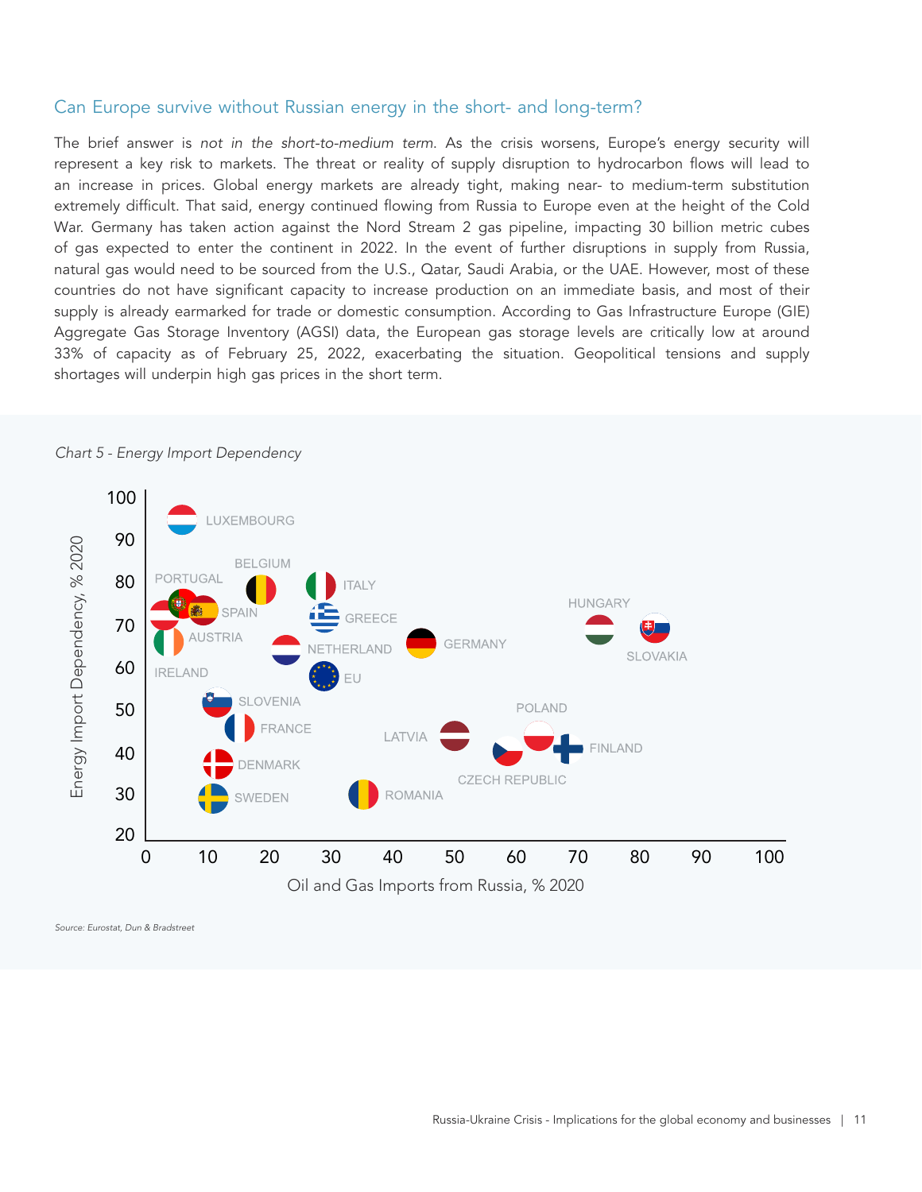## Can Europe survive without Russian energy in the short- and long-term?

The brief answer is *not in the short-to-medium term.* As the crisis worsens, Europe's energy security will represent a key risk to markets. The threat or reality of supply disruption to hydrocarbon flows will lead to an increase in prices. Global energy markets are already tight, making near- to medium-term substitution extremely difficult. That said, energy continued flowing from Russia to Europe even at the height of the Cold War. Germany has taken action against the Nord Stream 2 gas pipeline, impacting 30 billion metric cubes of gas expected to enter the continent in 2022. In the event of further disruptions in supply from Russia, natural gas would need to be sourced from the U.S., Qatar, Saudi Arabia, or the UAE. However, most of these countries do not have significant capacity to increase production on an immediate basis, and most of their supply is already earmarked for trade or domestic consumption. According to Gas Infrastructure Europe (GIE) Aggregate Gas Storage Inventory (AGSI) data, the European gas storage levels are critically low at around 33% of capacity as of February 25, 2022, exacerbating the situation. Geopolitical tensions and supply shortages will underpin high gas prices in the short term.

*Chart 5 - Energy Import Dependency*

*Source: Eurostat, Dun & Bradstreet*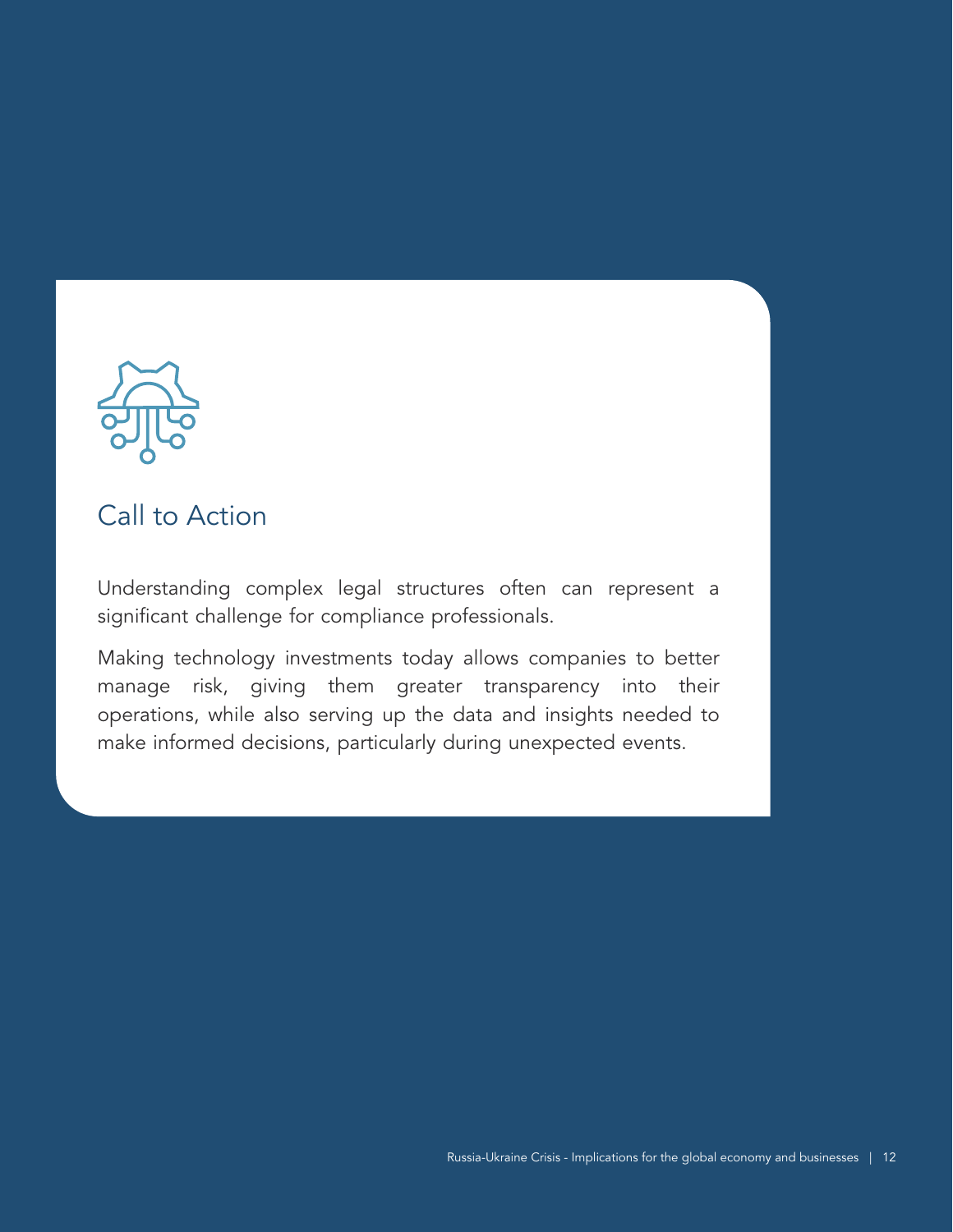## Call to Action

Understanding complex legal structures often can represent a significant challenge for compliance professionals.

Making technology investments today allows companies to better manage risk, giving them greater transparency into their operations, while also serving up the data and insights needed to make informed decisions, particularly during unexpected events.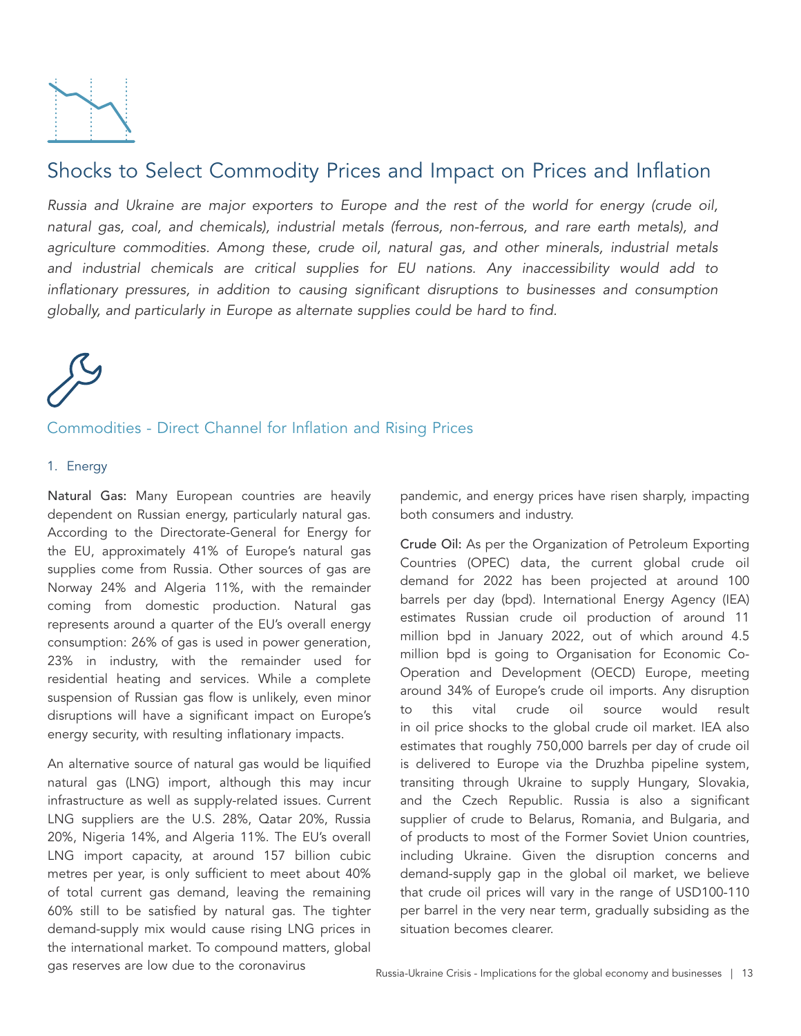## Shocks to Select Commodity Prices and Impact on Prices and Inflation

*Russia and Ukraine are major exporters to Europe and the rest of the world for energy (crude oil, natural gas, coal, and chemicals), industrial metals (ferrous, non-ferrous, and rare earth metals), and agriculture commodities. Among these, crude oil, natural gas, and other minerals, industrial metals and industrial chemicals are critical supplies for EU nations. Any inaccessibility would add to inflationary pressures, in addition to causing significant disruptions to businesses and consumption globally, and particularly in Europe as alternate supplies could be hard to find.*

### Commodities - Direct Channel for Inflation and Rising Prices

1. Energy

**Natural Gas:** Many European countries are heavily dependent on Russian energy, particularly natural gas. According to the Directorate-General for Energy for the EU, approximately 41% of Europe's natural gas supplies come from Russia. Other sources of gas are Norway 24% and Algeria 11%, with the remainder coming from domestic production. Natural gas represents around a quarter of the EU's overall energy consumption: 26% of gas is used in power generation, 23% in industry, with the remainder used for residential heating and services. While a complete suspension of Russian gas flow is unlikely, even minor disruptions will have a significant impact on Europe's energy security, with resulting inflationary impacts.

An alternative source of natural gas would be liquified natural gas (LNG) import, although this may incur infrastructure as well as supply-related issues. Current LNG suppliers are the U.S. 28%, Qatar 20%, Russia 20%, Nigeria 14%, and Algeria 11%. The EU's overall LNG import capacity, at around 157 billion cubic metres per year, is only sufficient to meet about 40% of total current gas demand, leaving the remaining 60% still to be satisfied by natural gas. The tighter demand-supply mix would cause rising LNG prices in the international market. To compound matters, global gas reserves are low due to the coronavirus pandemic, and energy prices have risen sharply, impacting both consumers and industry.

**Crude Oil:** As per the Organization of Petroleum Exporting Countries (OPEC) data, the current global crude oil demand for 2022 has been projected at around 100 barrels per day (bpd). International Energy Agency (IEA) estimates Russian crude oil production of around 11 million bpd in January 2022, out of which around 4.5 million bpd is going to Organisation for Economic Co-Operation and Development (OECD) Europe, meeting around 34% of Europe's crude oil imports. Any disruption to this vital crude oil source would result in oil price shocks to the global crude oil market. IEA also estimates that roughly 750,000 barrels per day of crude oil is delivered to Europe via the Druzhba pipeline system, transiting through Ukraine to supply Hungary, Slovakia, and the Czech Republic. Russia is also a significant supplier of crude to Belarus, Romania, and Bulgaria, and of products to most of the Former Soviet Union countries, including Ukraine. Given the disruption concerns and demand-supply gap in the global oil market, we believe that crude oil prices will vary in the range of USD100-110 per barrel in the very near term, gradually subsiding as the situation becomes clearer.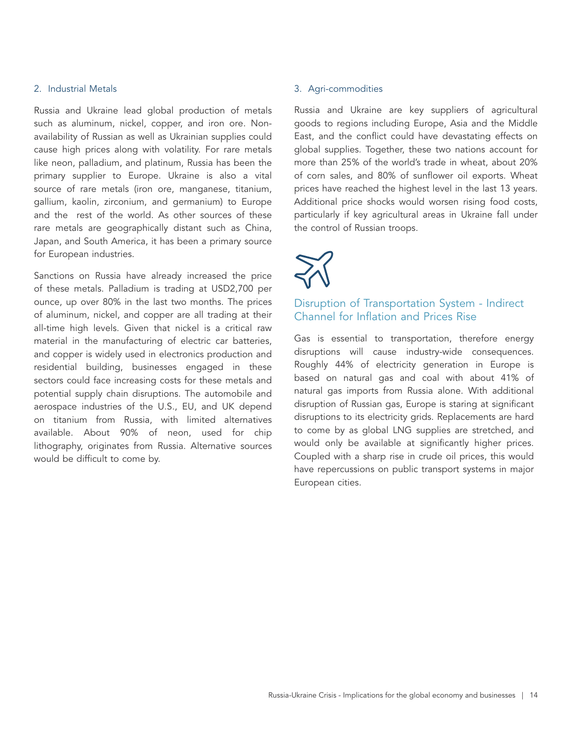### 2. Industrial Metals

Russia and Ukraine lead global production of metals such as aluminum, nickel, copper, and iron ore. Non-availability of Russian as well as Ukrainian supplies could cause high prices along with volatility. For rare metals like neon, palladium, and platinum, Russia has been the primary supplier to Europe. Ukraine is also a vital source of rare metals (iron ore, manganese, titanium, gallium, kaolin, zirconium, and germanium) to Europe and the rest of the world. As other sources of these rare metals are geographically distant such as China, Japan, and South America, it has been a primary source for European industries.

Sanctions on Russia have already increased the price of these metals. Palladium is trading at USD2,700 per ounce, up over 80% in the last two months. The prices of aluminum, nickel, and copper are all trading at their all-time high levels. Given that nickel is a critical raw material in the manufacturing of electric car batteries, and copper is widely used in electronics production and residential building, businesses engaged in these sectors could face increasing costs for these metals and potential supply chain disruptions. The automobile and aerospace industries of the U.S., EU, and UK depend on titanium from Russia, with limited alternatives available. About 90% of neon, used for chip lithography, originates from Russia. Alternative sources would be difficult to come by.

### 3. Agri-commodities

Russia and Ukraine are key suppliers of agricultural goods to regions including Europe, Asia and the Middle East, and the conflict could have devastating effects on global supplies. Together, these two nations account for more than 25% of the world's trade in wheat, about 20% of corn sales, and 80% of sunflower oil exports. Wheat prices have reached the highest level in the last 13 years. Additional price shocks would worsen rising food costs, particularly if key agricultural areas in Ukraine fall under the control of Russian troops.

## Disruption of Transportation System - Indirect Channel for Inflation and Prices Rise

Gas is essential to transportation, therefore energy disruptions will cause industry-wide consequences. Roughly 44% of electricity generation in Europe is based on natural gas and coal with about 41% of natural gas imports from Russia alone. With additional disruption of Russian gas, Europe is staring at significant disruptions to its electricity grids. Replacements are hard to come by as global LNG supplies are stretched, and would only be available at significantly higher prices. Coupled with a sharp rise in crude oil prices, this would have repercussions on public transport systems in major European cities.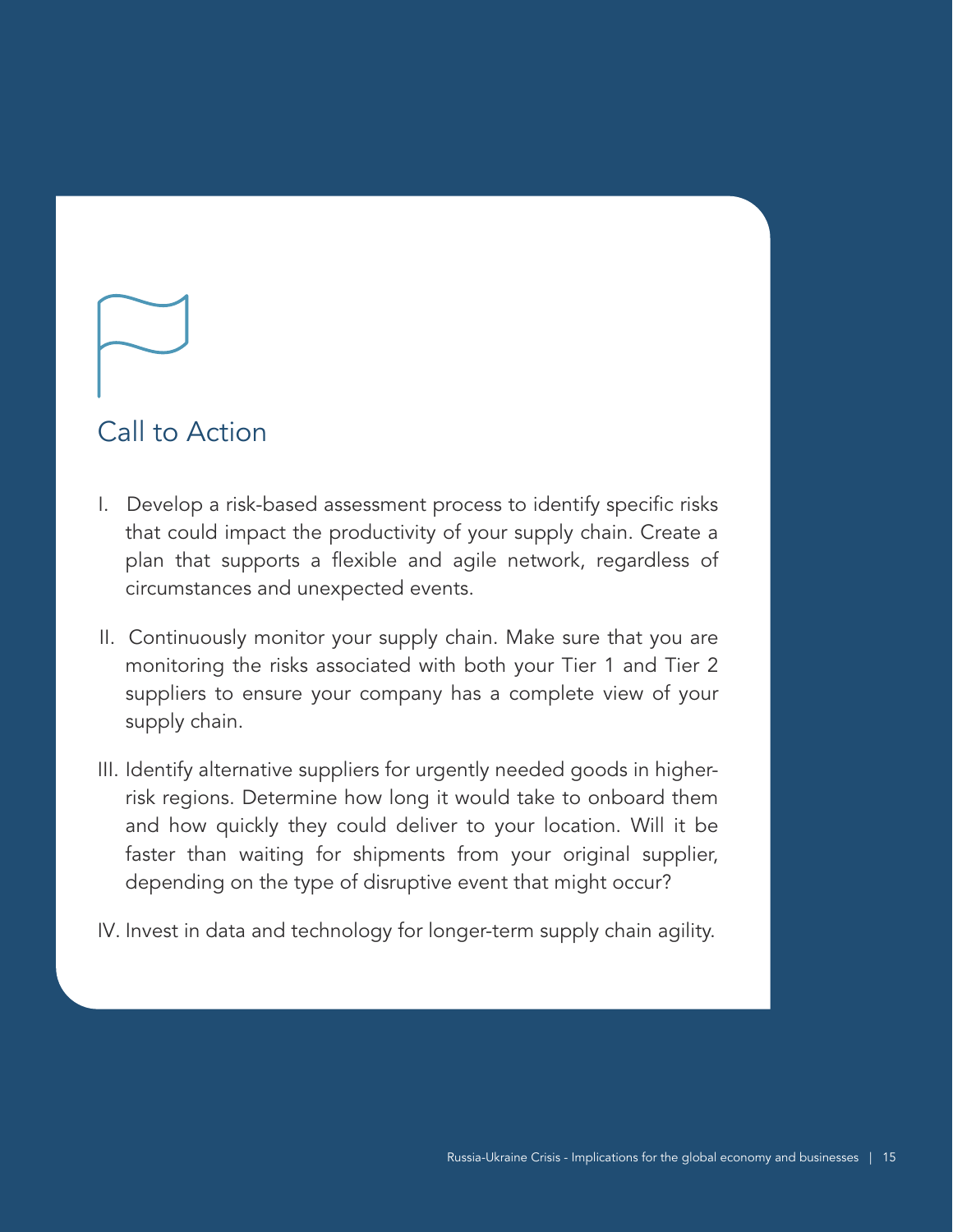## Call to Action

I. Develop a risk-based assessment process to identify specific risks that could impact the productivity of your supply chain. Create a plan that supports a flexible and agile network, regardless of circumstances and unexpected events.

II. Continuously monitor your supply chain. Make sure that you are monitoring the risks associated with both your Tier 1 and Tier 2 suppliers to ensure your company has a complete view of your supply chain.

III. Identify alternative suppliers for urgently needed goods in higher-risk regions. Determine how long it would take to onboard them and how quickly they could deliver to your location. Will it be faster than waiting for shipments from your original supplier, depending on the type of disruptive event that might occur?

IV. Invest in data and technology for longer-term supply chain agility.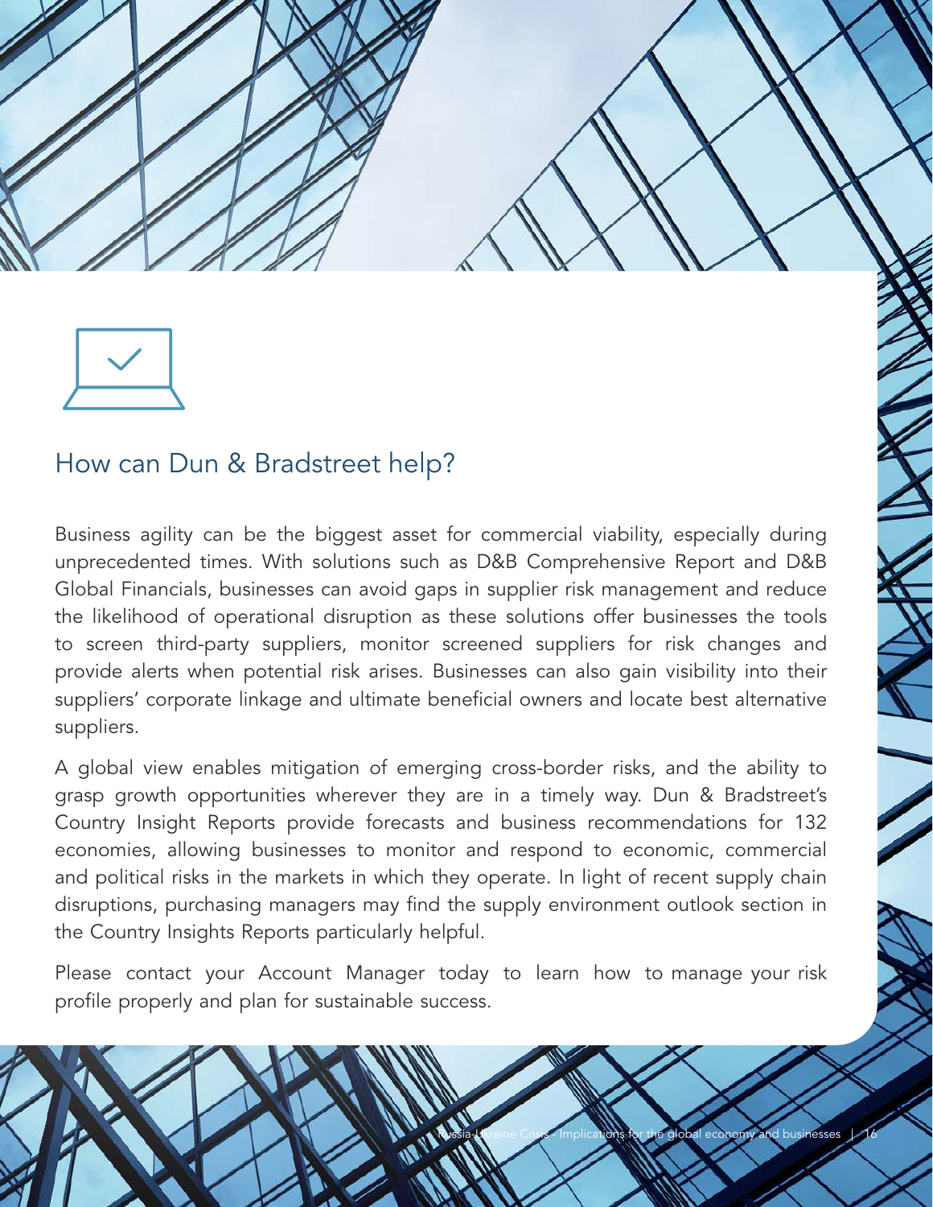## How can Dun & Bradstreet help?

Business agility can be the biggest asset for commercial viability, especially during unprecedented times. With solutions such as D&B Comprehensive Report and D&B Global Financials, businesses can avoid gaps in supplier risk management and reduce the likelihood of operational disruption as these solutions offer businesses the tools to screen third-party suppliers, monitor screened suppliers for risk changes and provide alerts when potential risk arises. Businesses can also gain visibility into their suppliers' corporate linkage and ultimate beneficial owners and locate best alternative suppliers.

A global view enables mitigation of emerging cross-border risks, and the ability to grasp growth opportunities wherever they are in a timely way. Dun & Bradstreet's Country Insight Reports provide forecasts and business recommendations for 132 economies, allowing businesses to monitor and respond to economic, commercial and political risks in the markets in which they operate. In light of recent supply chain disruptions, purchasing managers may find the supply environment outlook section in the Country Insights Reports particularly helpful.

Please contact your Account Manager today to learn how to manage your risk profile properly and plan for sustainable success.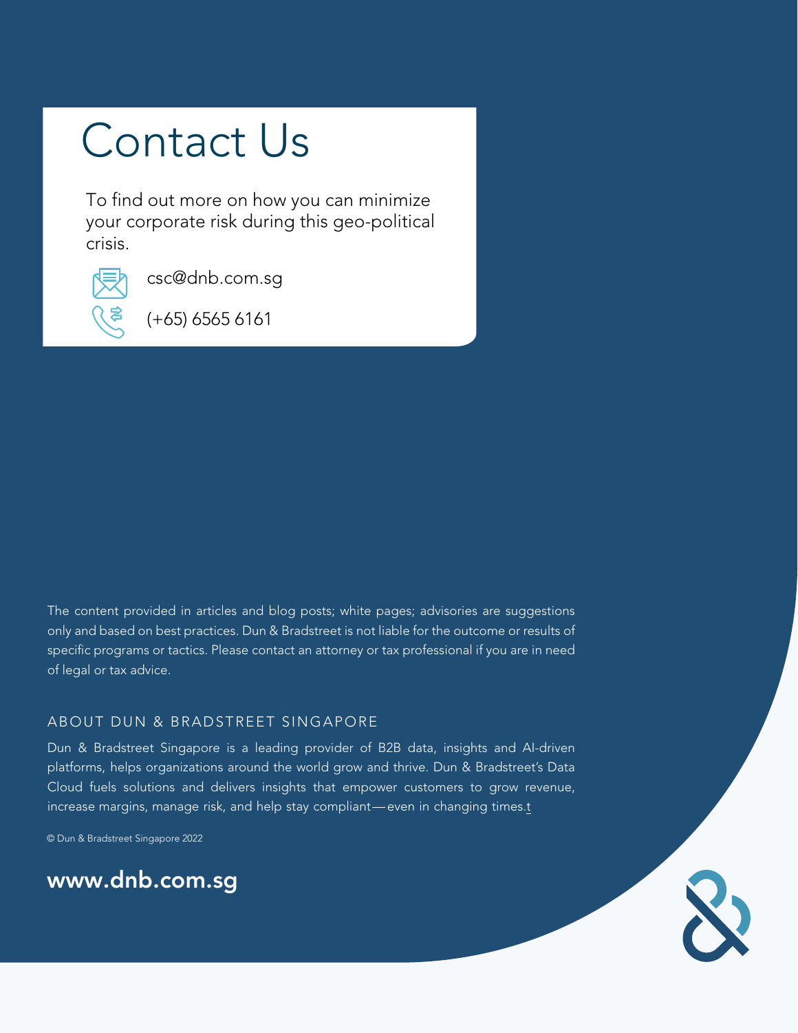# Contact Us

To find out more on how you can minimize your corporate risk during this geo-political crisis.

csc@dnb.com.sg

(+65) 6565 6161

The content provided in articles and blog posts; white pages; advisories are suggestions only and based on best practices. Dun & Bradstreet is not liable for the outcome or results of specific programs or tactics. Please contact an attorney or tax professional if you are in need of legal or tax advice.

## ABOUT DUN & BRADSTREET SINGAPORE

Dun & Bradstreet Singapore is a leading provider of B2B data, insights and AI-driven platforms, helps organizations around the world grow and thrive. Dun & Bradstreet's Data Cloud fuels solutions and delivers insights that empower customers to grow revenue, increase margins, manage risk, and help stay compliant—even in changing times.t

© Dun & Bradstreet Singapore 2022

**www.dnb.com.sg**